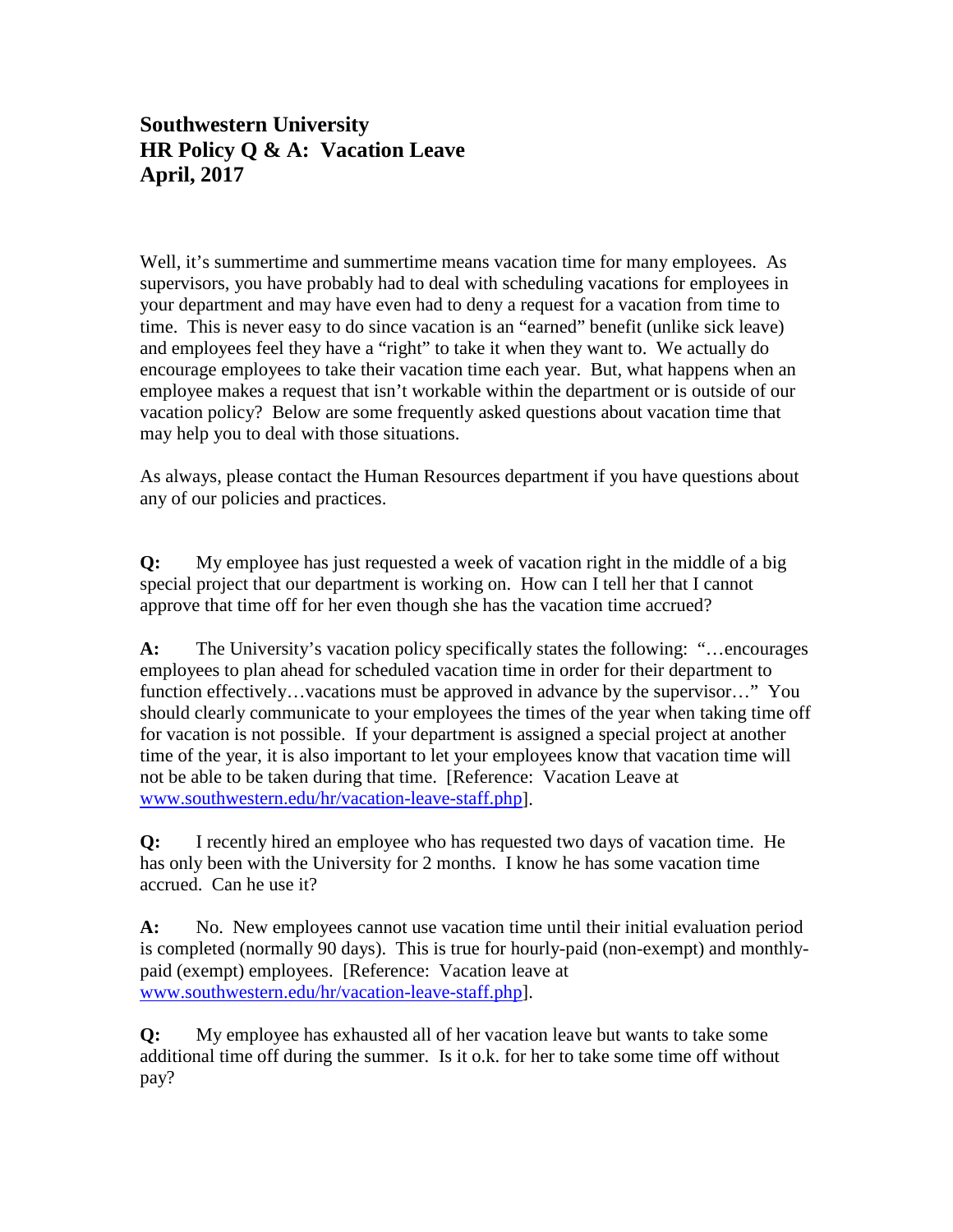**Southwestern University**
**HR Policy Q & A: Vacation Leave**
**April, 2017**

Well, it's summertime and summertime means vacation time for many employees. As supervisors, you have probably had to deal with scheduling vacations for employees in your department and may have even had to deny a request for a vacation from time to time. This is never easy to do since vacation is an "earned" benefit (unlike sick leave) and employees feel they have a "right" to take it when they want to. We actually do encourage employees to take their vacation time each year. But, what happens when an employee makes a request that isn't workable within the department or is outside of our vacation policy? Below are some frequently asked questions about vacation time that may help you to deal with those situations.

As always, please contact the Human Resources department if you have questions about any of our policies and practices.

**Q:** My employee has just requested a week of vacation right in the middle of a big special project that our department is working on. How can I tell her that I cannot approve that time off for her even though she has the vacation time accrued?

**A:** The University's vacation policy specifically states the following: "…encourages employees to plan ahead for scheduled vacation time in order for their department to function effectively…vacations must be approved in advance by the supervisor…" You should clearly communicate to your employees the times of the year when taking time off for vacation is not possible. If your department is assigned a special project at another time of the year, it is also important to let your employees know that vacation time will not be able to be taken during that time. [Reference: Vacation Leave at www.southwestern.edu/hr/vacation-leave-staff.php].

**Q:** I recently hired an employee who has requested two days of vacation time. He has only been with the University for 2 months. I know he has some vacation time accrued. Can he use it?

**A:** No. New employees cannot use vacation time until their initial evaluation period is completed (normally 90 days). This is true for hourly-paid (non-exempt) and monthly-paid (exempt) employees. [Reference: Vacation leave at www.southwestern.edu/hr/vacation-leave-staff.php].

**Q:** My employee has exhausted all of her vacation leave but wants to take some additional time off during the summer. Is it o.k. for her to take some time off without pay?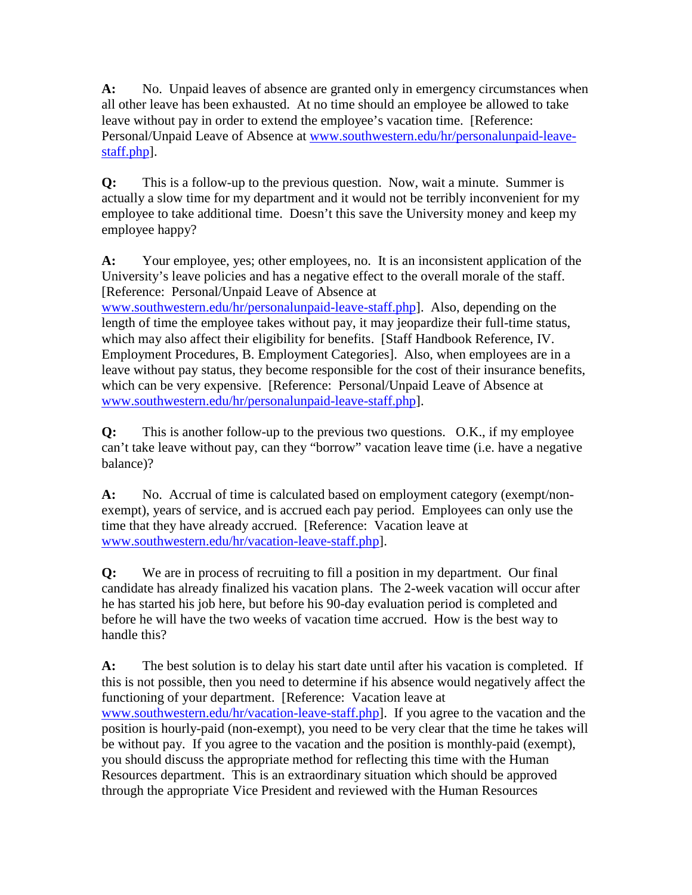**A:** No. Unpaid leaves of absence are granted only in emergency circumstances when all other leave has been exhausted. At no time should an employee be allowed to take leave without pay in order to extend the employee's vacation time. [Reference: Personal/Unpaid Leave of Absence at www.southwestern.edu/hr/personalunpaid-leave-staff.php].

**Q:** This is a follow-up to the previous question. Now, wait a minute. Summer is actually a slow time for my department and it would not be terribly inconvenient for my employee to take additional time. Doesn't this save the University money and keep my employee happy?

**A:** Your employee, yes; other employees, no. It is an inconsistent application of the University's leave policies and has a negative effect to the overall morale of the staff. [Reference: Personal/Unpaid Leave of Absence at www.southwestern.edu/hr/personalunpaid-leave-staff.php]. Also, depending on the length of time the employee takes without pay, it may jeopardize their full-time status, which may also affect their eligibility for benefits. [Staff Handbook Reference, IV. Employment Procedures, B. Employment Categories]. Also, when employees are in a leave without pay status, they become responsible for the cost of their insurance benefits, which can be very expensive. [Reference: Personal/Unpaid Leave of Absence at www.southwestern.edu/hr/personalunpaid-leave-staff.php].

**Q:** This is another follow-up to the previous two questions. O.K., if my employee can't take leave without pay, can they "borrow" vacation leave time (i.e. have a negative balance)?

**A:** No. Accrual of time is calculated based on employment category (exempt/non-exempt), years of service, and is accrued each pay period. Employees can only use the time that they have already accrued. [Reference: Vacation leave at www.southwestern.edu/hr/vacation-leave-staff.php].

**Q:** We are in process of recruiting to fill a position in my department. Our final candidate has already finalized his vacation plans. The 2-week vacation will occur after he has started his job here, but before his 90-day evaluation period is completed and before he will have the two weeks of vacation time accrued. How is the best way to handle this?

**A:** The best solution is to delay his start date until after his vacation is completed. If this is not possible, then you need to determine if his absence would negatively affect the functioning of your department. [Reference: Vacation leave at www.southwestern.edu/hr/vacation-leave-staff.php]. If you agree to the vacation and the position is hourly-paid (non-exempt), you need to be very clear that the time he takes will be without pay. If you agree to the vacation and the position is monthly-paid (exempt), you should discuss the appropriate method for reflecting this time with the Human Resources department. This is an extraordinary situation which should be approved through the appropriate Vice President and reviewed with the Human Resources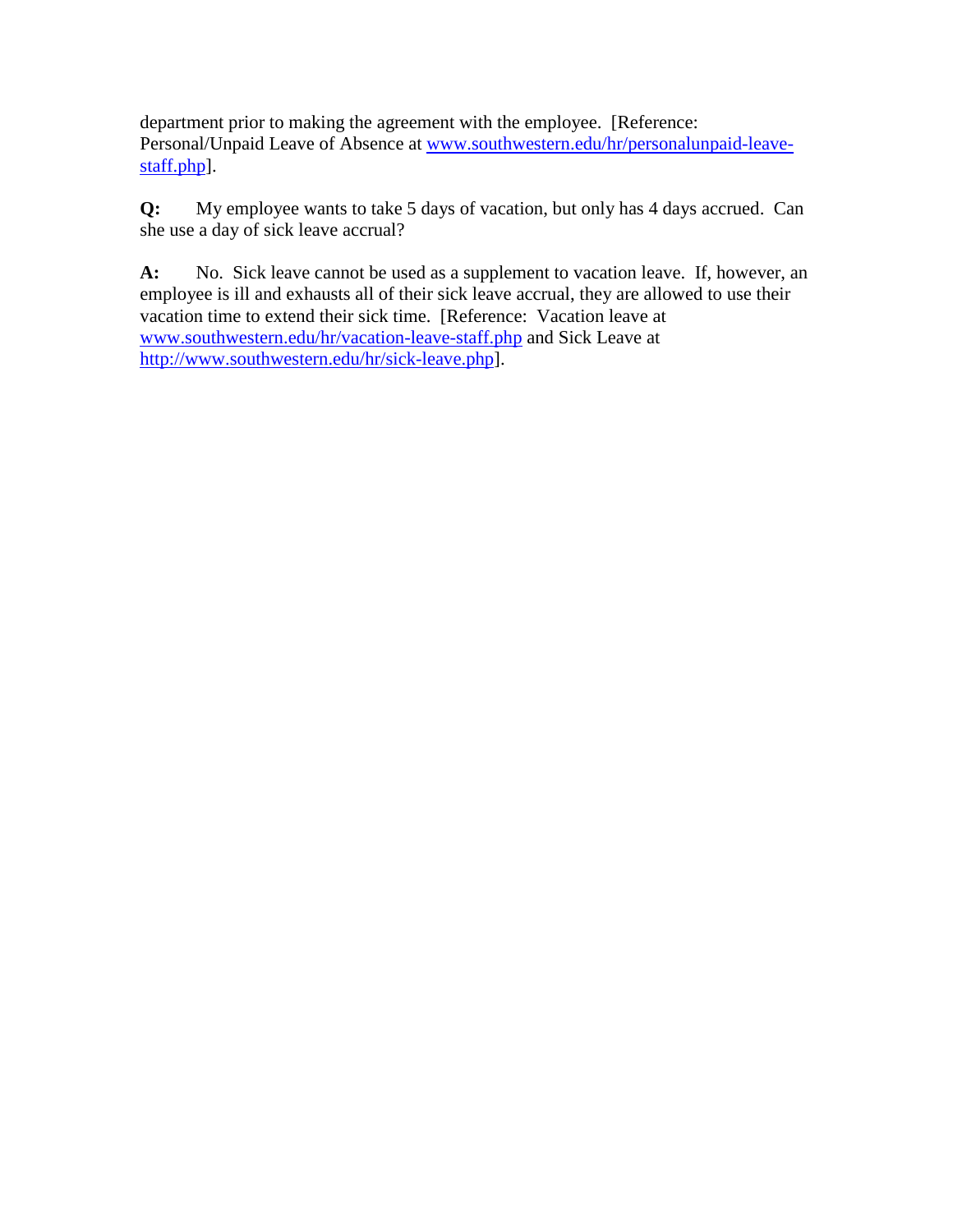department prior to making the agreement with the employee. [Reference: Personal/Unpaid Leave of Absence at www.southwestern.edu/hr/personalunpaid-leave-staff.php].

**Q:** My employee wants to take 5 days of vacation, but only has 4 days accrued. Can she use a day of sick leave accrual?

**A:** No. Sick leave cannot be used as a supplement to vacation leave. If, however, an employee is ill and exhausts all of their sick leave accrual, they are allowed to use their vacation time to extend their sick time. [Reference: Vacation leave at www.southwestern.edu/hr/vacation-leave-staff.php and Sick Leave at http://www.southwestern.edu/hr/sick-leave.php].